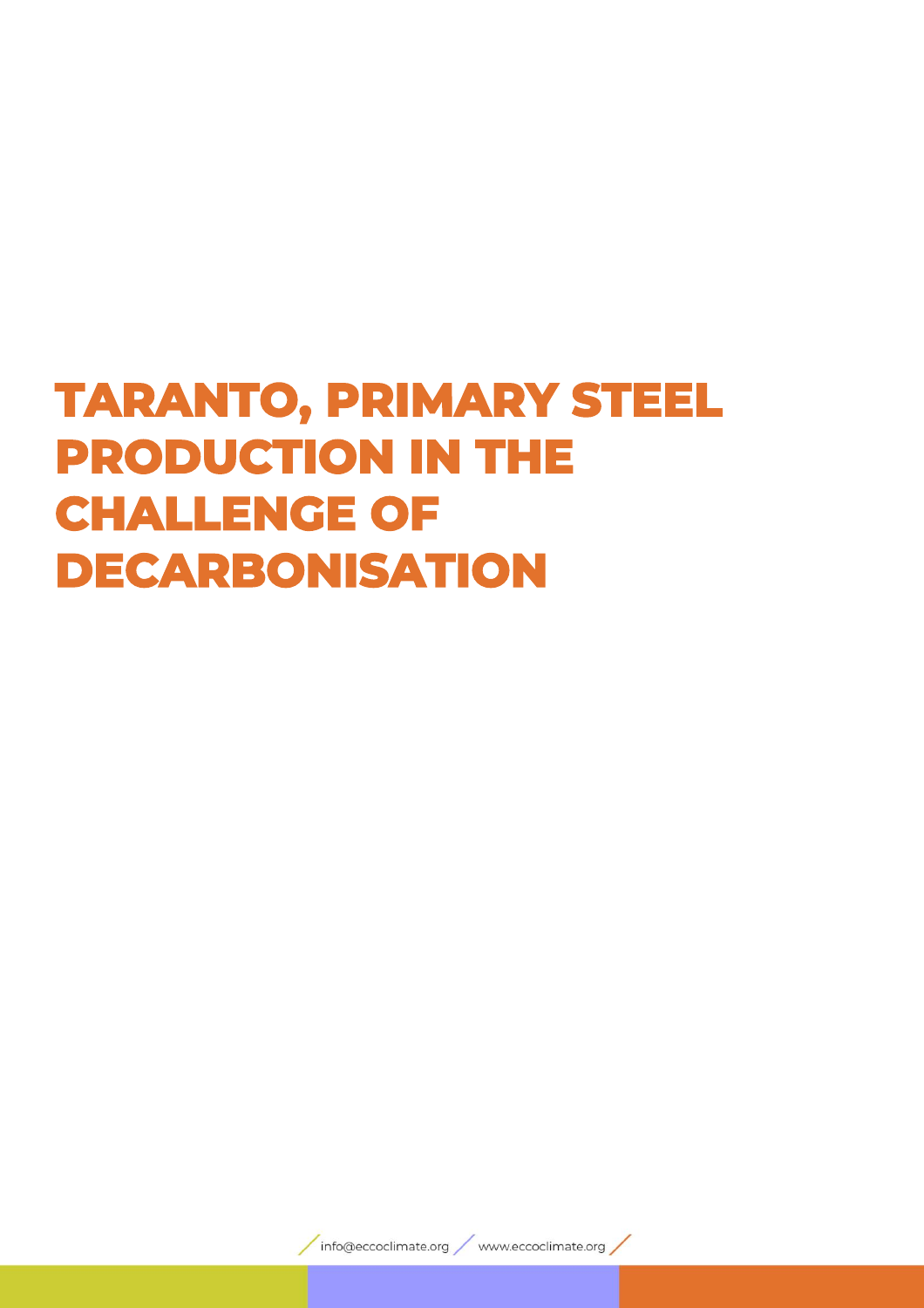# TARANTO, PRIMARY STEEL PRODUCTION IN THE CHALLENGE OF DECARBONISATION

info@eccoclimate.org www.eccoclimate.org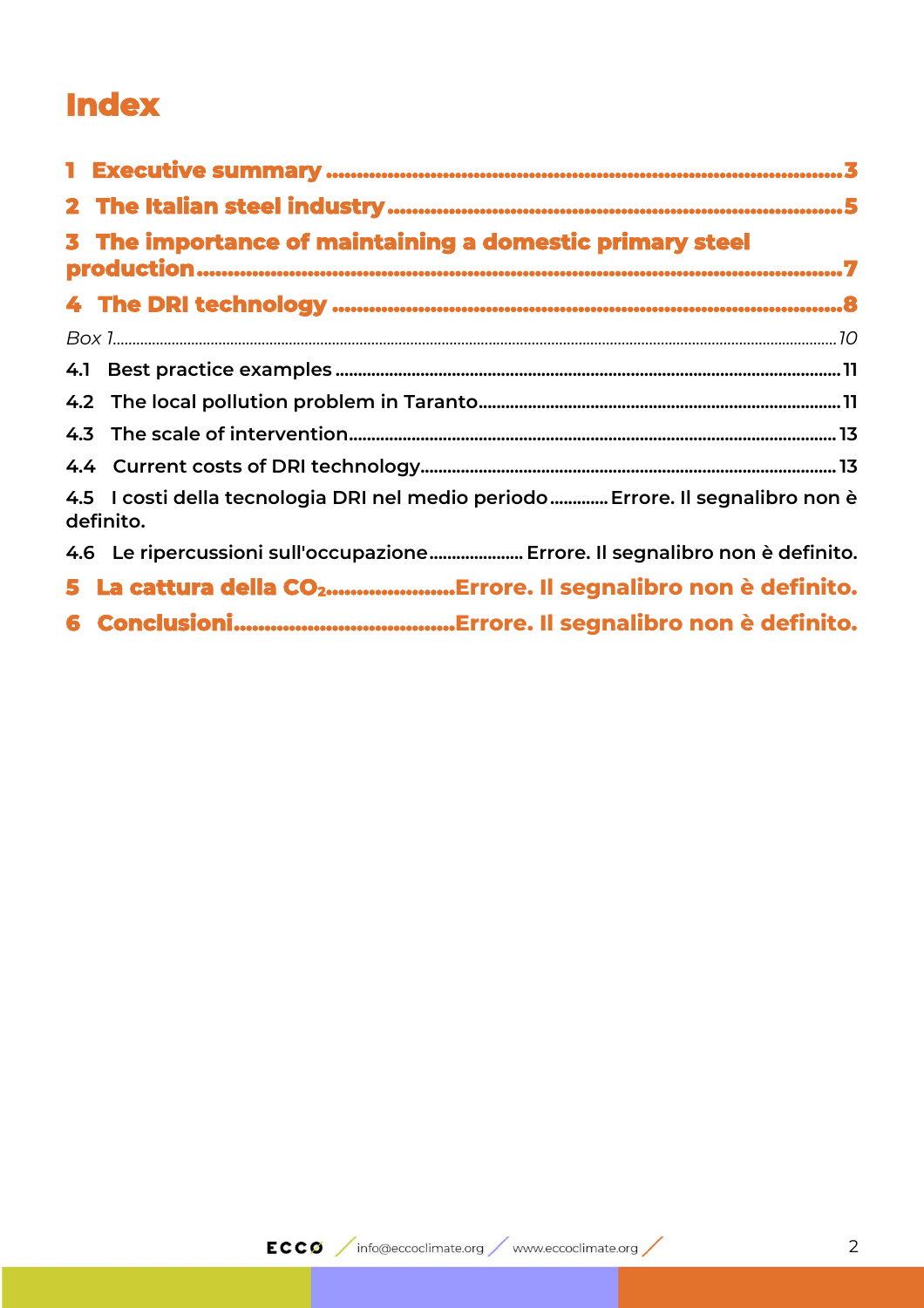# Index

1 Executive summary ........................................................................................3

2 The Italian steel industry ..............................................................................5

3 The importance of maintaining a domestic primary steel production ..........................................................................................................7

4 The DRI technology ........................................................................................8

*Box 1*..........................................................................................................................*10*

4.1 Best practice examples ...............................................................................11

4.2 The local pollution problem in Taranto.....................................................11

4.3 The scale of intervention...............................................................................13

4.4 Current costs of DRI technology...................................................................13

4.5 I costi della tecnologia DRI nel medio periodo ............ Errore. Il segnalibro non è definito.

4.6 Le ripercussioni sull'occupazione .................... Errore. Il segnalibro non è definito.

5 La cattura della $CO_2$ ...................... Errore. Il segnalibro non è definito.

6 Conclusioni ........................................ Errore. Il segnalibro non è definito.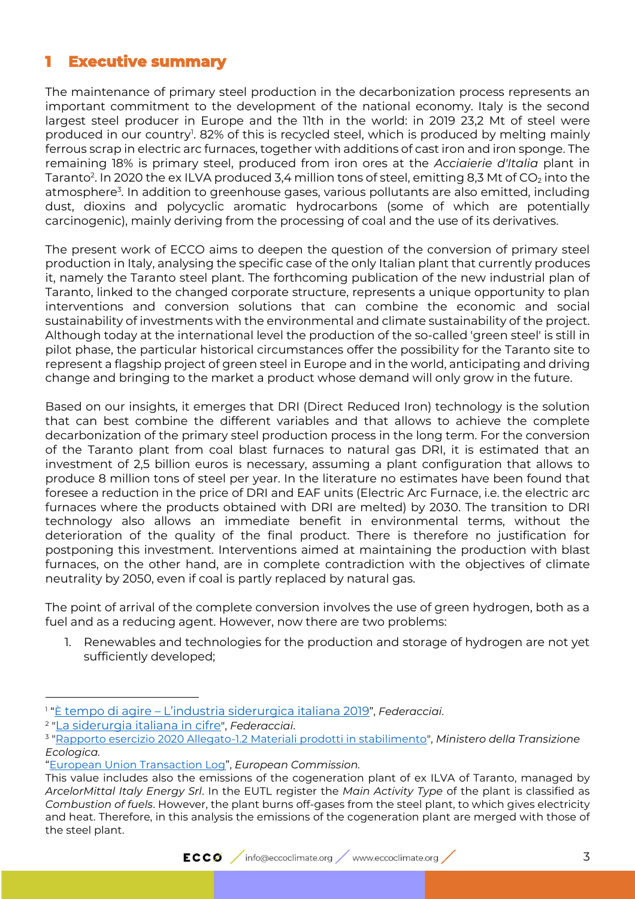# 1 Executive summary

The maintenance of primary steel production in the decarbonization process represents an important commitment to the development of the national economy. Italy is the second largest steel producer in Europe and the 11th in the world: in 2019 23,2 Mt of steel were produced in our country[1]. 82% of this is recycled steel, which is produced by melting mainly ferrous scrap in electric arc furnaces, together with additions of cast iron and iron sponge. The remaining 18% is primary steel, produced from iron ores at the *Acciaierie d'Italia* plant in Taranto[2]. In 2020 the ex ILVA produced 3,4 million tons of steel, emitting 8,3 Mt of $CO_2$ into the atmosphere[3]. In addition to greenhouse gases, various pollutants are also emitted, including dust, dioxins and polycyclic aromatic hydrocarbons (some of which are potentially carcinogenic), mainly deriving from the processing of coal and the use of its derivatives.

The present work of ECCO aims to deepen the question of the conversion of primary steel production in Italy, analysing the specific case of the only Italian plant that currently produces it, namely the Taranto steel plant. The forthcoming publication of the new industrial plan of Taranto, linked to the changed corporate structure, represents a unique opportunity to plan interventions and conversion solutions that can combine the economic and social sustainability of investments with the environmental and climate sustainability of the project. Although today at the international level the production of the so-called 'green steel' is still in pilot phase, the particular historical circumstances offer the possibility for the Taranto site to represent a flagship project of green steel in Europe and in the world, anticipating and driving change and bringing to the market a product whose demand will only grow in the future.

Based on our insights, it emerges that DRI (Direct Reduced Iron) technology is the solution that can best combine the different variables and that allows to achieve the complete decarbonization of the primary steel production process in the long term. For the conversion of the Taranto plant from coal blast furnaces to natural gas DRI, it is estimated that an investment of 2,5 billion euros is necessary, assuming a plant configuration that allows to produce 8 million tons of steel per year. In the literature no estimates have been found that foresee a reduction in the price of DRI and EAF units (Electric Arc Furnace, i.e. the electric arc furnaces where the products obtained with DRI are melted) by 2030. The transition to DRI technology also allows an immediate benefit in environmental terms, without the deterioration of the quality of the final product. There is therefore no justification for postponing this investment. Interventions aimed at maintaining the production with blast furnaces, on the other hand, are in complete contradiction with the objectives of climate neutrality by 2050, even if coal is partly replaced by natural gas.

The point of arrival of the complete conversion involves the use of green hydrogen, both as a fuel and as a reducing agent. However, now there are two problems:

1. Renewables and technologies for the production and storage of hydrogen are not yet sufficiently developed;

---

[1] "È tempo di agire – L'industria siderurgica italiana 2019", *Federacciai*.

[2] "La siderurgia italiana in cifre", *Federacciai*.

[3] "Rapporto esercizio 2020 Allegato-1.2 Materiali prodotti in stabilimento", *Ministero della Transizione Ecologica*.

"European Union Transaction Log", *European Commission*.

This value includes also the emissions of the cogeneration plant of ex ILVA of Taranto, managed by *ArcelorMittal Italy Energy Srl*. In the EUTL register the *Main Activity Type* of the plant is classified as *Combustion of fuels*. However, the plant burns off-gases from the steel plant, to which gives electricity and heat. Therefore, in this analysis the emissions of the cogeneration plant are merged with those of the steel plant.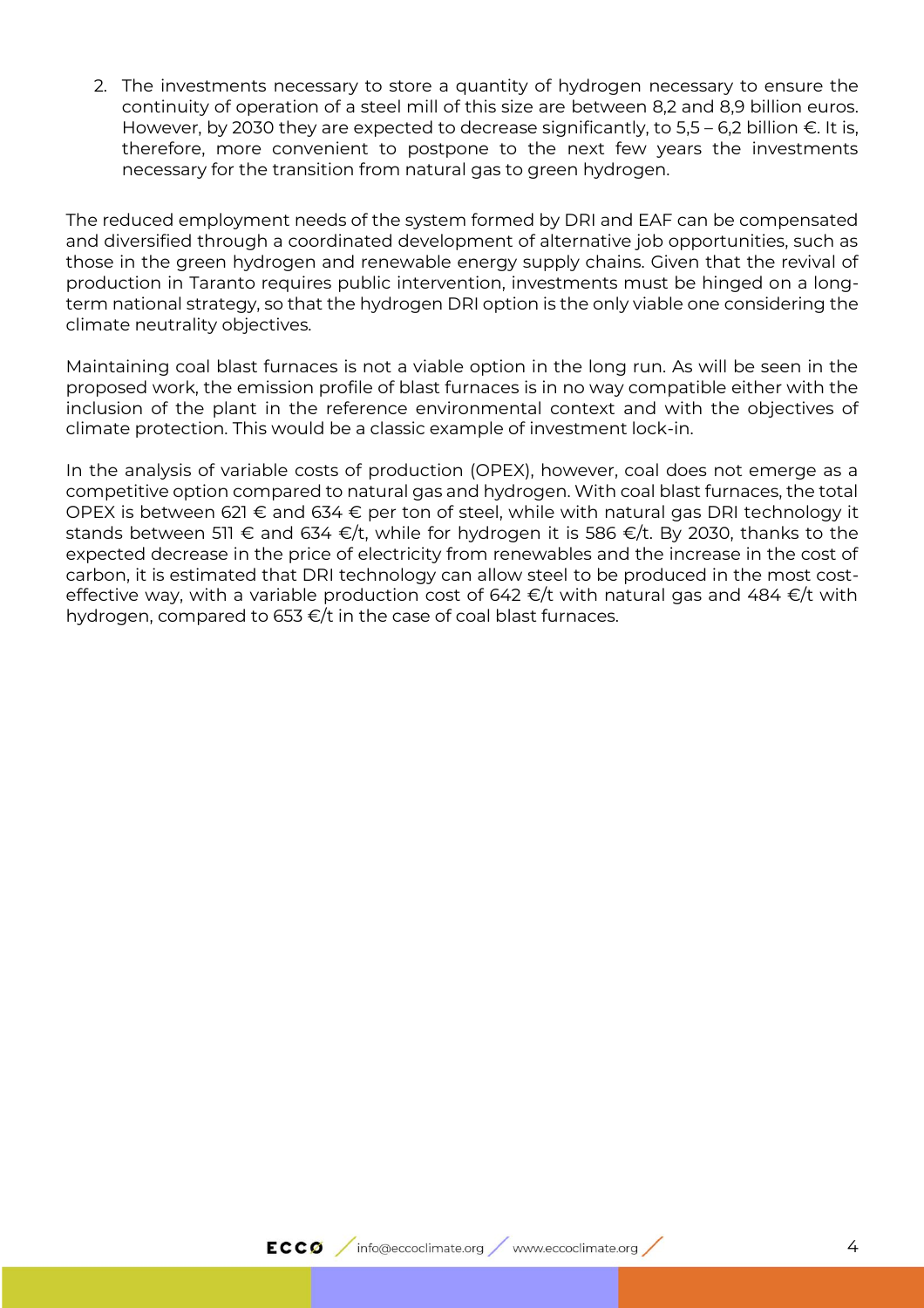2. The investments necessary to store a quantity of hydrogen necessary to ensure the continuity of operation of a steel mill of this size are between 8,2 and 8,9 billion euros. However, by 2030 they are expected to decrease significantly, to 5,5 – 6,2 billion €. It is, therefore, more convenient to postpone to the next few years the investments necessary for the transition from natural gas to green hydrogen.

The reduced employment needs of the system formed by DRI and EAF can be compensated and diversified through a coordinated development of alternative job opportunities, such as those in the green hydrogen and renewable energy supply chains. Given that the revival of production in Taranto requires public intervention, investments must be hinged on a long-term national strategy, so that the hydrogen DRI option is the only viable one considering the climate neutrality objectives.

Maintaining coal blast furnaces is not a viable option in the long run. As will be seen in the proposed work, the emission profile of blast furnaces is in no way compatible either with the inclusion of the plant in the reference environmental context and with the objectives of climate protection. This would be a classic example of investment lock-in.

In the analysis of variable costs of production (OPEX), however, coal does not emerge as a competitive option compared to natural gas and hydrogen. With coal blast furnaces, the total OPEX is between 621 € and 634 € per ton of steel, while with natural gas DRI technology it stands between 511 € and 634 €/t, while for hydrogen it is 586 €/t. By 2030, thanks to the expected decrease in the price of electricity from renewables and the increase in the cost of carbon, it is estimated that DRI technology can allow steel to be produced in the most cost-effective way, with a variable production cost of 642 €/t with natural gas and 484 €/t with hydrogen, compared to 653 €/t in the case of coal blast furnaces.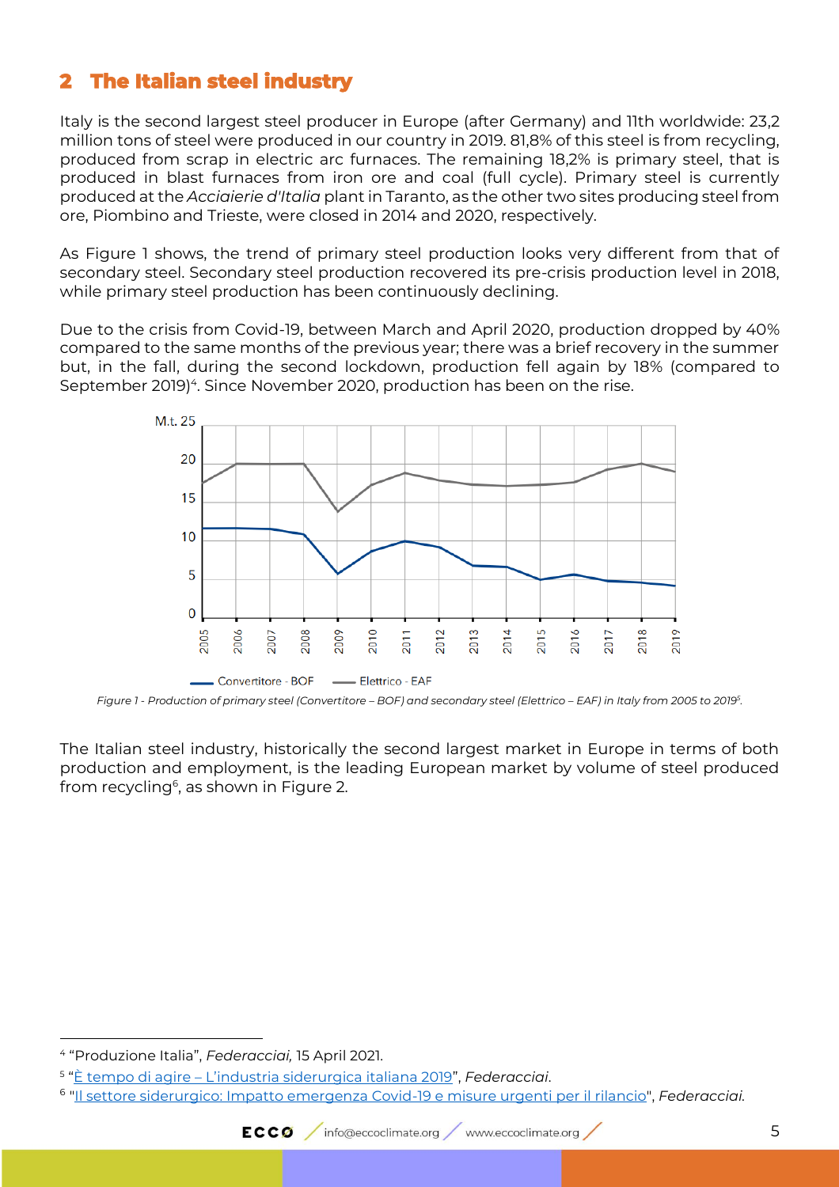## 2 The Italian steel industry

Italy is the second largest steel producer in Europe (after Germany) and 11th worldwide: 23,2 million tons of steel were produced in our country in 2019. 81,8% of this steel is from recycling, produced from scrap in electric arc furnaces. The remaining 18,2% is primary steel, that is produced in blast furnaces from iron ore and coal (full cycle). Primary steel is currently produced at the *Acciaierie d'Italia* plant in Taranto, as the other two sites producing steel from ore, Piombino and Trieste, were closed in 2014 and 2020, respectively.

As Figure 1 shows, the trend of primary steel production looks very different from that of secondary steel. Secondary steel production recovered its pre-crisis production level in 2018, while primary steel production has been continuously declining.

Due to the crisis from Covid-19, between March and April 2020, production dropped by 40% compared to the same months of the previous year; there was a brief recovery in the summer but, in the fall, during the second lockdown, production fell again by 18% (compared to September 2019)[4]. Since November 2020, production has been on the rise.

*Figure 1 - Production of primary steel (Convertitore – BOF) and secondary steel (Elettrico – EAF) in Italy from 2005 to 2019[5].*

The Italian steel industry, historically the second largest market in Europe in terms of both production and employment, is the leading European market by volume of steel produced from recycling[6], as shown in Figure 2.

---

[4] "Produzione Italia", *Federacciai,* 15 April 2021.

[5] "È tempo di agire – L'industria siderurgica italiana 2019", *Federacciai*.

[6] "Il settore siderurgico: Impatto emergenza Covid-19 e misure urgenti per il rilancio", *Federacciai.*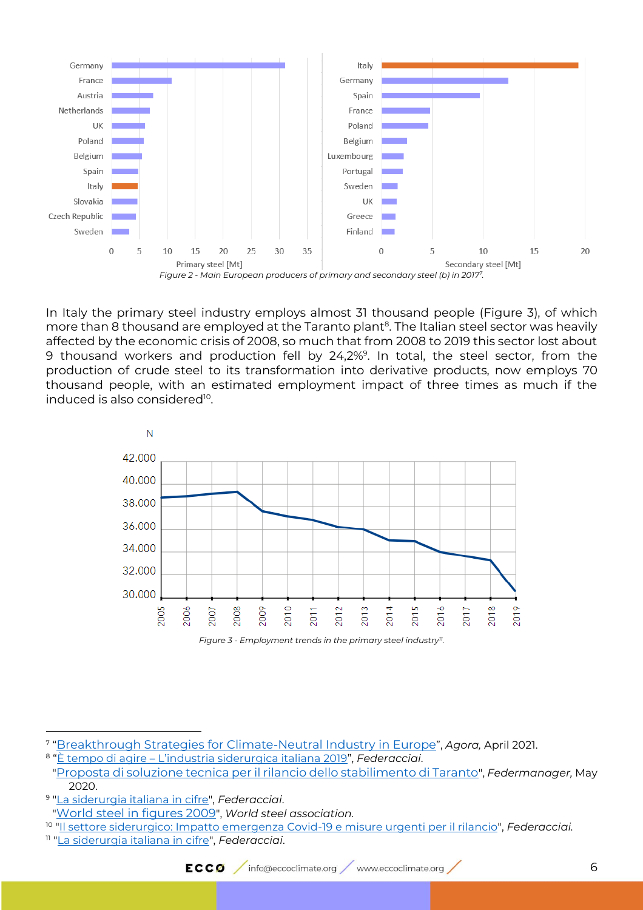Figure 2 - Main European producers of primary and secondary steel (b) in 2017[7].

In Italy the primary steel industry employs almost 31 thousand people (Figure 3), of which more than 8 thousand are employed at the Taranto plant[8]. The Italian steel sector was heavily affected by the economic crisis of 2008, so much that from 2008 to 2019 this sector lost about 9 thousand workers and production fell by 24,2%[9]. In total, the steel sector, from the production of crude steel to its transformation into derivative products, now employs 70 thousand people, with an estimated employment impact of three times as much if the induced is also considered[10].

Figure 3 - Employment trends in the primary steel industry[11].

---

[7] "Breakthrough Strategies for Climate-Neutral Industry in Europe", *Agora,* April 2021.

[8] "È tempo di agire – L'industria siderurgica italiana 2019", *Federacciai.*
"Proposta di soluzione tecnica per il rilancio dello stabilimento di Taranto", *Federmanager,* May 2020.

[9] "La siderurgia italiana in cifre", *Federacciai.*
"World steel in figures 2009", *World steel association.*

[10] "Il settore siderurgico: Impatto emergenza Covid-19 e misure urgenti per il rilancio", *Federacciai.*

[11] "La siderurgia italiana in cifre", *Federacciai.*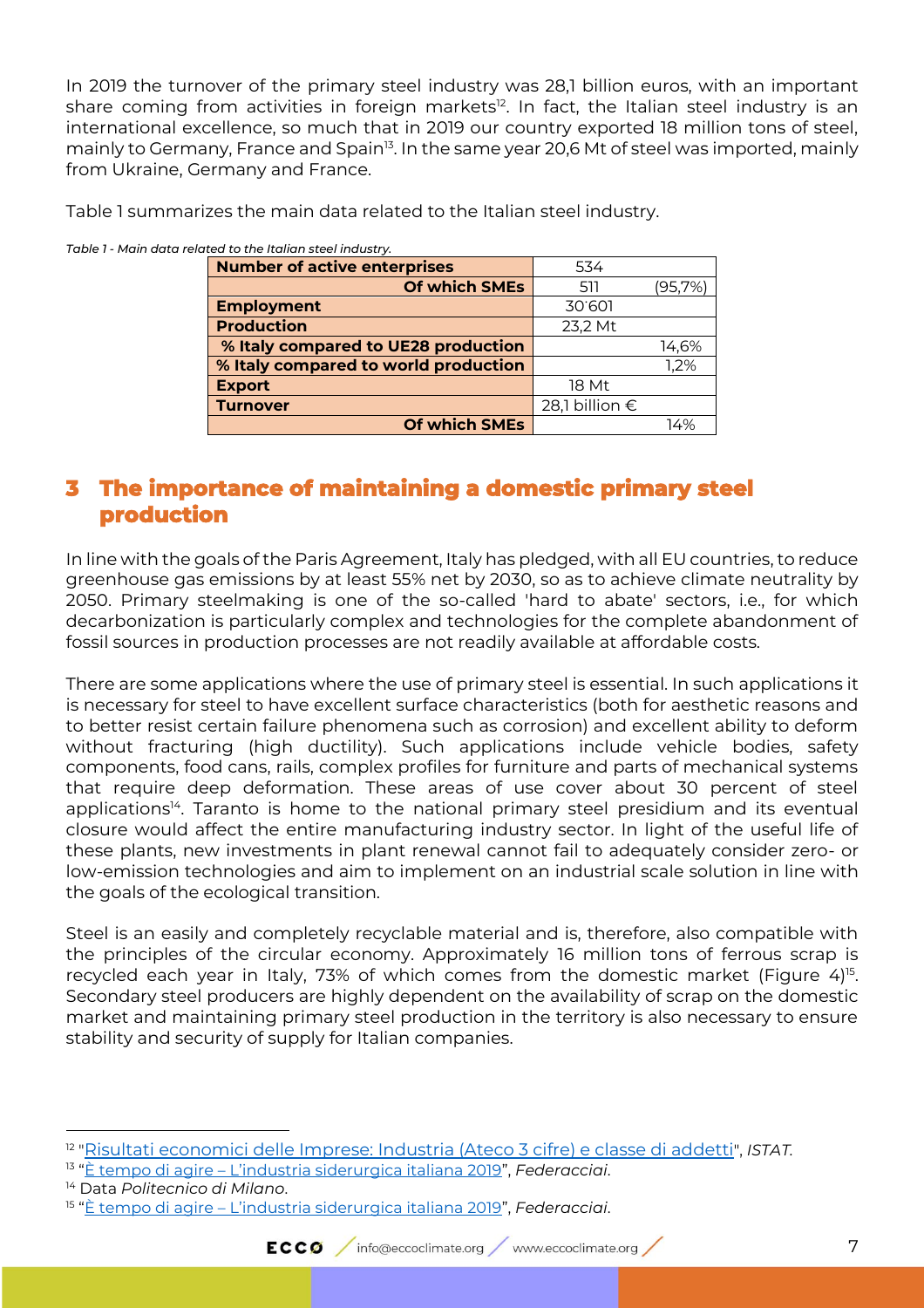In 2019 the turnover of the primary steel industry was 28,1 billion euros, with an important share coming from activities in foreign markets[12]. In fact, the Italian steel industry is an international excellence, so much that in 2019 our country exported 18 million tons of steel, mainly to Germany, France and Spain[13]. In the same year 20,6 Mt of steel was imported, mainly from Ukraine, Germany and France.

Table 1 summarizes the main data related to the Italian steel industry.

*Table 1 - Main data related to the Italian steel industry.*

| | | |
|---|---|---|
| **Number of active enterprises** | 534 | |
| **Of which SMEs** | 511 | (95,7%) |
| **Employment** | 30'601 | |
| **Production** | 23,2 Mt | |
| **% Italy compared to UE28 production** | | 14,6% |
| **% Italy compared to world production** | | 1,2% |
| **Export** | 18 Mt | |
| **Turnover** | 28,1 billion € | |
| **Of which SMEs** | | 14% |

## 3 The importance of maintaining a domestic primary steel production

In line with the goals of the Paris Agreement, Italy has pledged, with all EU countries, to reduce greenhouse gas emissions by at least 55% net by 2030, so as to achieve climate neutrality by 2050. Primary steelmaking is one of the so-called 'hard to abate' sectors, i.e., for which decarbonization is particularly complex and technologies for the complete abandonment of fossil sources in production processes are not readily available at affordable costs.

There are some applications where the use of primary steel is essential. In such applications it is necessary for steel to have excellent surface characteristics (both for aesthetic reasons and to better resist certain failure phenomena such as corrosion) and excellent ability to deform without fracturing (high ductility). Such applications include vehicle bodies, safety components, food cans, rails, complex profiles for furniture and parts of mechanical systems that require deep deformation. These areas of use cover about 30 percent of steel applications[14]. Taranto is home to the national primary steel presidium and its eventual closure would affect the entire manufacturing industry sector. In light of the useful life of these plants, new investments in plant renewal cannot fail to adequately consider zero- or low-emission technologies and aim to implement on an industrial scale solution in line with the goals of the ecological transition.

Steel is an easily and completely recyclable material and is, therefore, also compatible with the principles of the circular economy. Approximately 16 million tons of ferrous scrap is recycled each year in Italy, 73% of which comes from the domestic market (Figure 4)[15]. Secondary steel producers are highly dependent on the availability of scrap on the domestic market and maintaining primary steel production in the territory is also necessary to ensure stability and security of supply for Italian companies.

---

[12] "Risultati economici delle Imprese: Industria (Ateco 3 cifre) e classe di addetti", *ISTAT*.

[13] "È tempo di agire – L'industria siderurgica italiana 2019", *Federacciai*.

[14] Data *Politecnico di Milano*.

[15] "È tempo di agire – L'industria siderurgica italiana 2019", *Federacciai*.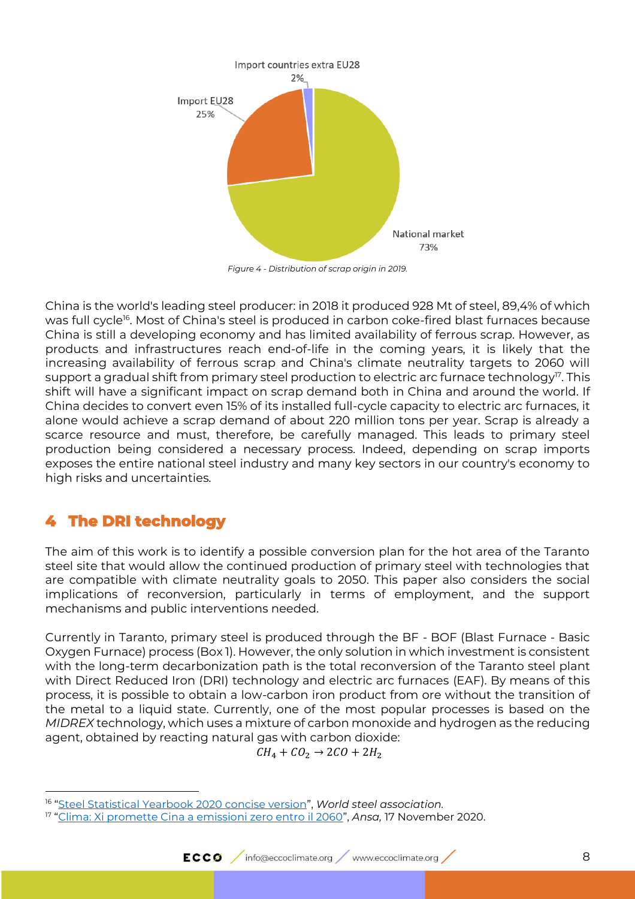Figure 4 - Distribution of scrap origin in 2019.

China is the world's leading steel producer: in 2018 it produced 928 Mt of steel, 89,4% of which was full cycle[16]. Most of China's steel is produced in carbon coke-fired blast furnaces because China is still a developing economy and has limited availability of ferrous scrap. However, as products and infrastructures reach end-of-life in the coming years, it is likely that the increasing availability of ferrous scrap and China's climate neutrality targets to 2060 will support a gradual shift from primary steel production to electric arc furnace technology[17]. This shift will have a significant impact on scrap demand both in China and around the world. If China decides to convert even 15% of its installed full-cycle capacity to electric arc furnaces, it alone would achieve a scrap demand of about 220 million tons per year. Scrap is already a scarce resource and must, therefore, be carefully managed. This leads to primary steel production being considered a necessary process. Indeed, depending on scrap imports exposes the entire national steel industry and many key sectors in our country's economy to high risks and uncertainties.

# 4 The DRI technology

The aim of this work is to identify a possible conversion plan for the hot area of the Taranto steel site that would allow the continued production of primary steel with technologies that are compatible with climate neutrality goals to 2050. This paper also considers the social implications of reconversion, particularly in terms of employment, and the support mechanisms and public interventions needed.

Currently in Taranto, primary steel is produced through the BF - BOF (Blast Furnace - Basic Oxygen Furnace) process (Box 1). However, the only solution in which investment is consistent with the long-term decarbonization path is the total reconversion of the Taranto steel plant with Direct Reduced Iron (DRI) technology and electric arc furnaces (EAF). By means of this process, it is possible to obtain a low-carbon iron product from ore without the transition of the metal to a liquid state. Currently, one of the most popular processes is based on the *MIDREX* technology, which uses a mixture of carbon monoxide and hydrogen as the reducing agent, obtained by reacting natural gas with carbon dioxide:

$$CH_4 + CO_2 \rightarrow 2CO + 2H_2$$

---

[16] "Steel Statistical Yearbook 2020 concise version", *World steel association*.

[17] "Clima: Xi promette Cina a emissioni zero entro il 2060", *Ansa*, 17 November 2020.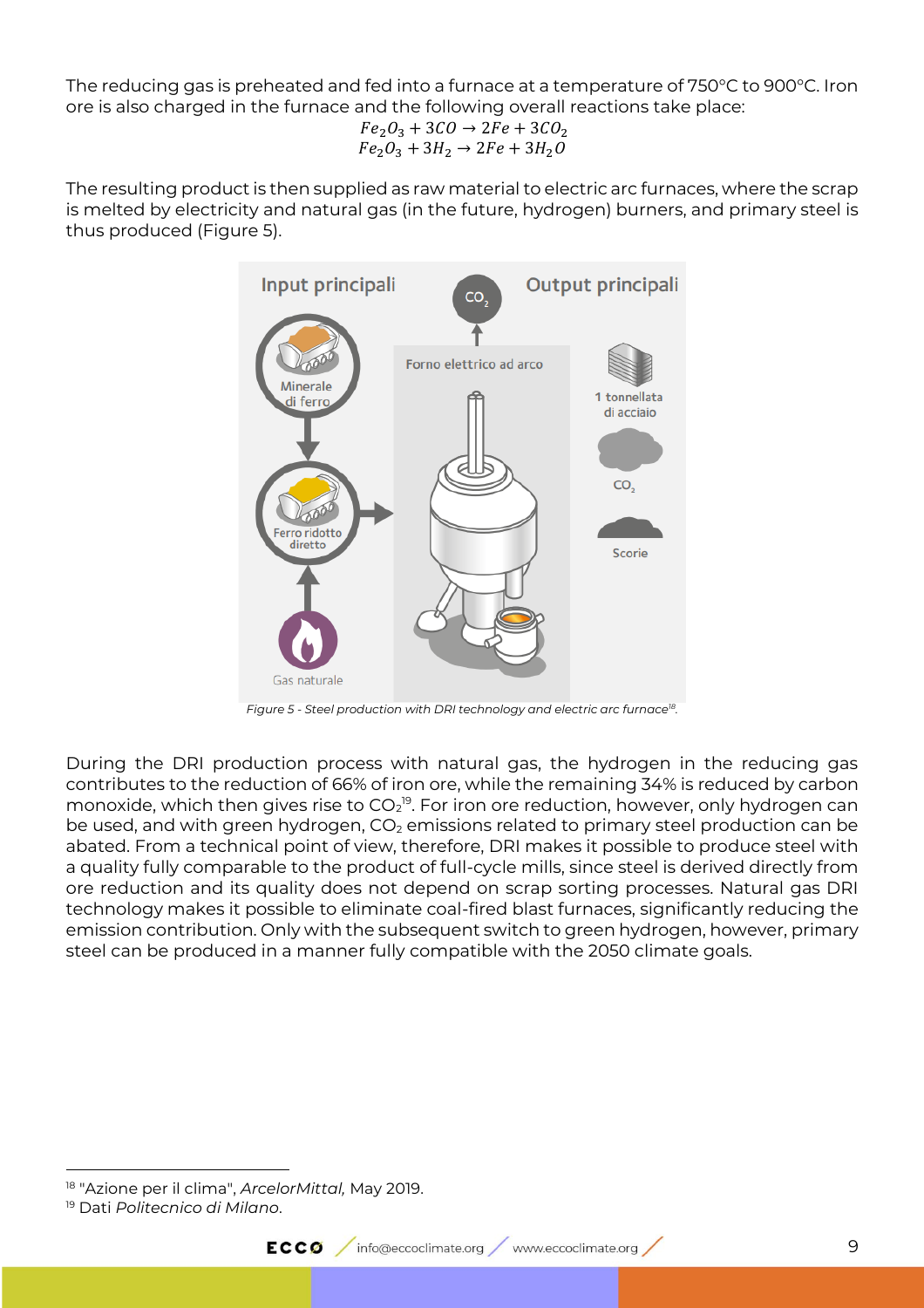The reducing gas is preheated and fed into a furnace at a temperature of 750°C to 900°C. Iron ore is also charged in the furnace and the following overall reactions take place:

$$Fe_2O_3 + 3CO \rightarrow 2Fe + 3CO_2$$
$$Fe_2O_3 + 3H_2 \rightarrow 2Fe + 3H_2O$$

The resulting product is then supplied as raw material to electric arc furnaces, where the scrap is melted by electricity and natural gas (in the future, hydrogen) burners, and primary steel is thus produced (Figure 5).

*Figure 5 - Steel production with DRI technology and electric arc furnace*[18].

During the DRI production process with natural gas, the hydrogen in the reducing gas contributes to the reduction of 66% of iron ore, while the remaining 34% is reduced by carbon monoxide, which then gives rise to $CO_2$[19]. For iron ore reduction, however, only hydrogen can be used, and with green hydrogen, $CO_2$ emissions related to primary steel production can be abated. From a technical point of view, therefore, DRI makes it possible to produce steel with a quality fully comparable to the product of full-cycle mills, since steel is derived directly from ore reduction and its quality does not depend on scrap sorting processes. Natural gas DRI technology makes it possible to eliminate coal-fired blast furnaces, significantly reducing the emission contribution. Only with the subsequent switch to green hydrogen, however, primary steel can be produced in a manner fully compatible with the 2050 climate goals.

[18] "Azione per il clima", *ArcelorMittal,* May 2019.
[19] Dati *Politecnico di Milano*.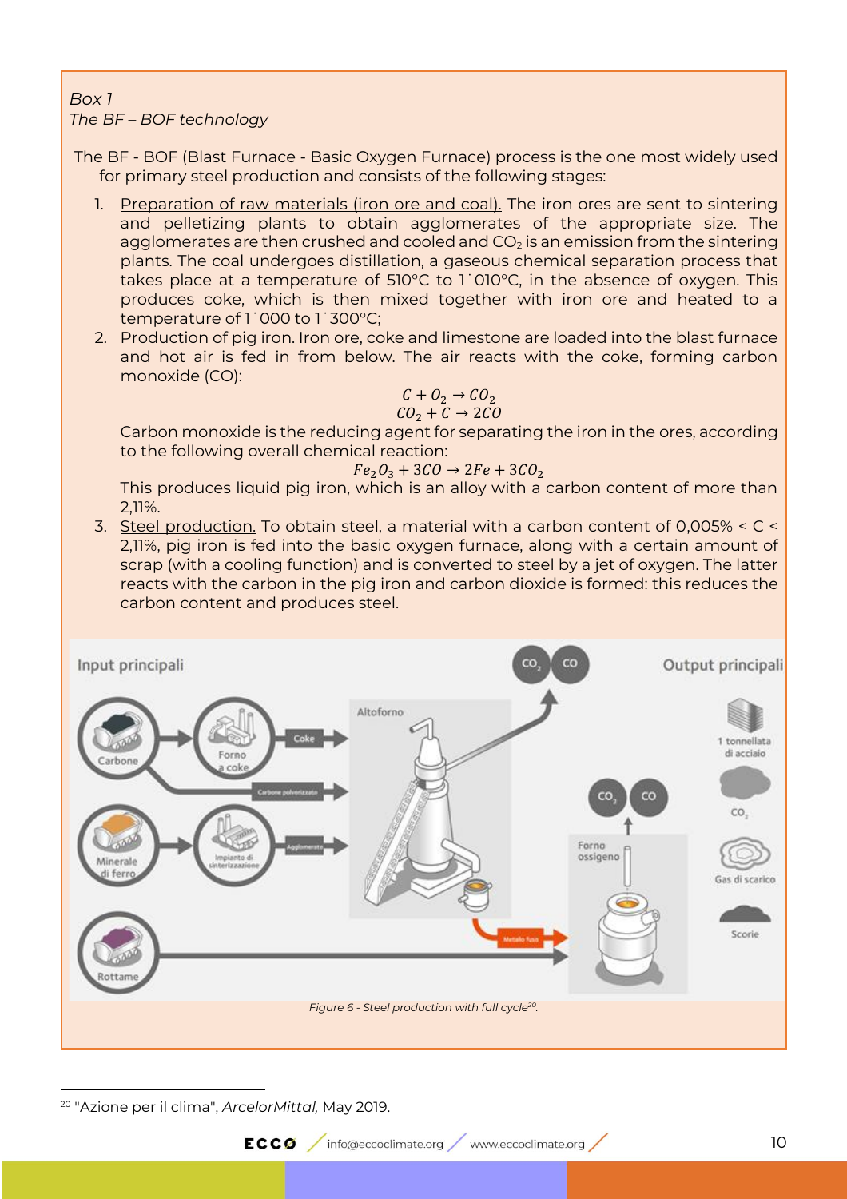*Box 1*
*The BF – BOF technology*

The BF - BOF (Blast Furnace - Basic Oxygen Furnace) process is the one most widely used for primary steel production and consists of the following stages:

1. Preparation of raw materials (iron ore and coal). The iron ores are sent to sintering and pelletizing plants to obtain agglomerates of the appropriate size. The agglomerates are then crushed and cooled and $CO_2$ is an emission from the sintering plants. The coal undergoes distillation, a gaseous chemical separation process that takes place at a temperature of 510°C to 1˙010°C, in the absence of oxygen. This produces coke, which is then mixed together with iron ore and heated to a temperature of 1˙000 to 1˙300°C;
2. Production of pig iron. Iron ore, coke and limestone are loaded into the blast furnace and hot air is fed in from below. The air reacts with the coke, forming carbon monoxide (CO):
$$C + O_2 \rightarrow CO_2$$
$$CO_2 + C \rightarrow 2CO$$
Carbon monoxide is the reducing agent for separating the iron in the ores, according to the following overall chemical reaction:
$$Fe_2O_3 + 3CO \rightarrow 2Fe + 3CO_2$$
This produces liquid pig iron, which is an alloy with a carbon content of more than 2,11%.
3. Steel production. To obtain steel, a material with a carbon content of 0,005% < C < 2,11%, pig iron is fed into the basic oxygen furnace, along with a certain amount of scrap (with a cooling function) and is converted to steel by a jet of oxygen. The latter reacts with the carbon in the pig iron and carbon dioxide is formed: this reduces the carbon content and produces steel.

*Figure 6 - Steel production with full cycle[20].*

[20] "Azione per il clima", *ArcelorMittal,* May 2019.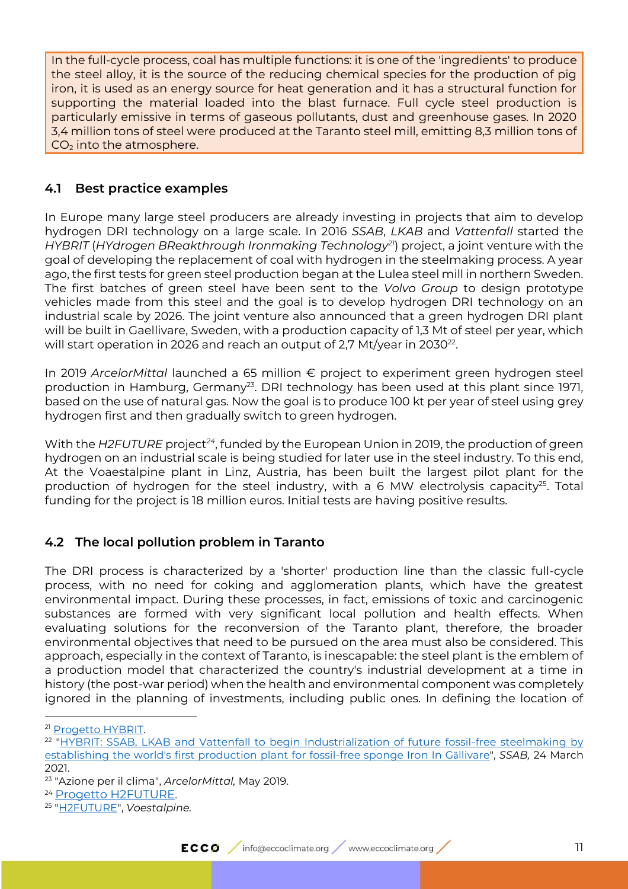In the full-cycle process, coal has multiple functions: it is one of the 'ingredients' to produce the steel alloy, it is the source of the reducing chemical species for the production of pig iron, it is used as an energy source for heat generation and it has a structural function for supporting the material loaded into the blast furnace. Full cycle steel production is particularly emissive in terms of gaseous pollutants, dust and greenhouse gases. In 2020 3,4 million tons of steel were produced at the Taranto steel mill, emitting 8,3 million tons of $CO_2$ into the atmosphere.

## 4.1 Best practice examples

In Europe many large steel producers are already investing in projects that aim to develop hydrogen DRI technology on a large scale. In 2016 *SSAB*, *LKAB* and *Vattenfall* started the *HYBRIT* (*HYdrogen BReakthrough Ironmaking Technology*[21]) project, a joint venture with the goal of developing the replacement of coal with hydrogen in the steelmaking process. A year ago, the first tests for green steel production began at the Lulea steel mill in northern Sweden. The first batches of green steel have been sent to the *Volvo Group* to design prototype vehicles made from this steel and the goal is to develop hydrogen DRI technology on an industrial scale by 2026. The joint venture also announced that a green hydrogen DRI plant will be built in Gaellivare, Sweden, with a production capacity of 1,3 Mt of steel per year, which will start operation in 2026 and reach an output of 2,7 Mt/year in 2030[22].

In 2019 *ArcelorMittal* launched a 65 million € project to experiment green hydrogen steel production in Hamburg, Germany[23]. DRI technology has been used at this plant since 1971, based on the use of natural gas. Now the goal is to produce 100 kt per year of steel using grey hydrogen first and then gradually switch to green hydrogen.

With the *H2FUTURE* project[24], funded by the European Union in 2019, the production of green hydrogen on an industrial scale is being studied for later use in the steel industry. To this end, At the Voaestalpine plant in Linz, Austria, has been built the largest pilot plant for the production of hydrogen for the steel industry, with a 6 MW electrolysis capacity[25]. Total funding for the project is 18 million euros. Initial tests are having positive results.

## 4.2 The local pollution problem in Taranto

The DRI process is characterized by a 'shorter' production line than the classic full-cycle process, with no need for coking and agglomeration plants, which have the greatest environmental impact. During these processes, in fact, emissions of toxic and carcinogenic substances are formed with very significant local pollution and health effects. When evaluating solutions for the reconversion of the Taranto plant, therefore, the broader environmental objectives that need to be pursued on the area must also be considered. This approach, especially in the context of Taranto, is inescapable: the steel plant is the emblem of a production model that characterized the country's industrial development at a time in history (the post-war period) when the health and environmental component was completely ignored in the planning of investments, including public ones. In defining the location of

---

[21] Progetto HYBRIT.

[22] "HYBRIT: SSAB, LKAB and Vattenfall to begin Industrialization of future fossil-free steelmaking by establishing the world's first production plant for fossil-free sponge Iron In Gällivare", *SSAB,* 24 March 2021.

[23] "Azione per il clima", *ArcelorMittal,* May 2019.

[24] Progetto H2FUTURE.

[25] "H2FUTURE", *Voestalpine.*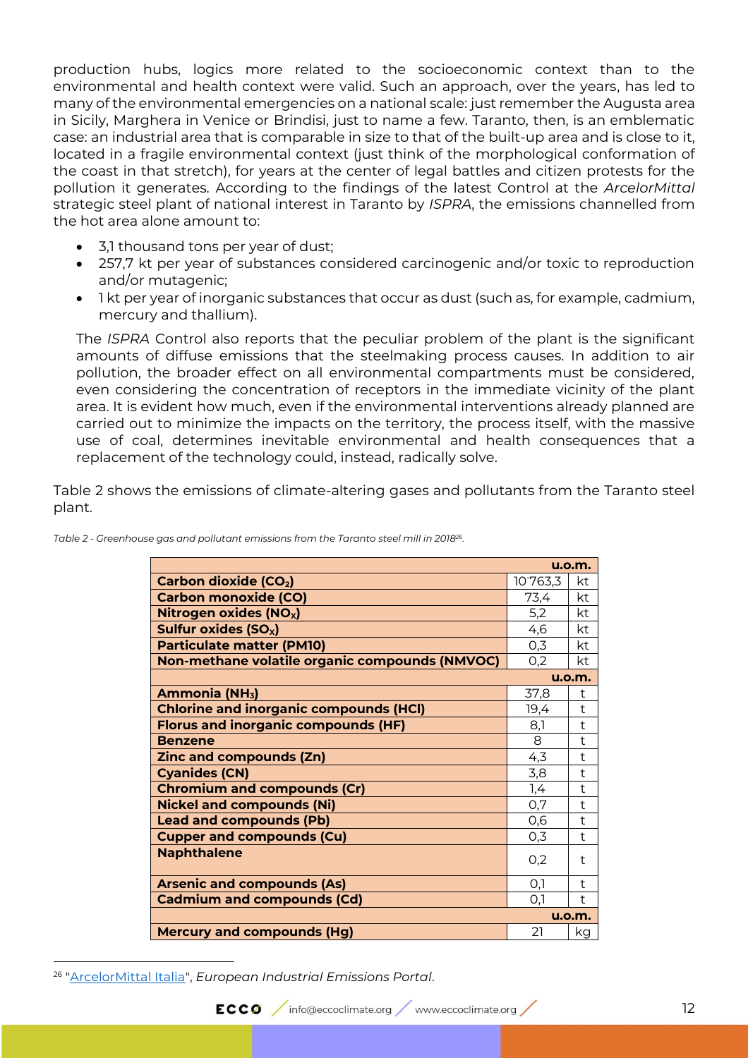production hubs, logics more related to the socioeconomic context than to the environmental and health context were valid. Such an approach, over the years, has led to many of the environmental emergencies on a national scale: just remember the Augusta area in Sicily, Marghera in Venice or Brindisi, just to name a few. Taranto, then, is an emblematic case: an industrial area that is comparable in size to that of the built-up area and is close to it, located in a fragile environmental context (just think of the morphological conformation of the coast in that stretch), for years at the center of legal battles and citizen protests for the pollution it generates. According to the findings of the latest Control at the *ArcelorMittal* strategic steel plant of national interest in Taranto by *ISPRA*, the emissions channelled from the hot area alone amount to:

- 3,1 thousand tons per year of dust;
- 257,7 kt per year of substances considered carcinogenic and/or toxic to reproduction and/or mutagenic;
- 1 kt per year of inorganic substances that occur as dust (such as, for example, cadmium, mercury and thallium).

The *ISPRA* Control also reports that the peculiar problem of the plant is the significant amounts of diffuse emissions that the steelmaking process causes. In addition to air pollution, the broader effect on all environmental compartments must be considered, even considering the concentration of receptors in the immediate vicinity of the plant area. It is evident how much, even if the environmental interventions already planned are carried out to minimize the impacts on the territory, the process itself, with the massive use of coal, determines inevitable environmental and health consequences that a replacement of the technology could, instead, radically solve.

Table 2 shows the emissions of climate-altering gases and pollutants from the Taranto steel plant.

*Table 2 - Greenhouse gas and pollutant emissions from the Taranto steel mill in 2018[26].*

| | | u.o.m. |
|---|---|---|
| **Carbon dioxide ($CO_2$)** | 10'763,3 | kt |
| **Carbon monoxide (CO)** | 73,4 | kt |
| **Nitrogen oxides ($NO_X$)** | 5,2 | kt |
| **Sulfur oxides ($SO_X$)** | 4,6 | kt |
| **Particulate matter (PM10)** | 0,3 | kt |
| **Non-methane volatile organic compounds (NMVOC)** | 0,2 | kt |
| | | **u.o.m.** |
| **Ammonia ($NH_3$)** | 37,8 | t |
| **Chlorine and inorganic compounds (HCl)** | 19,4 | t |
| **Floros and inorganic compounds (HF)** | 8,1 | t |
| **Benzene** | 8 | t |
| **Zinc and compounds (Zn)** | 4,3 | t |
| **Cyanides (CN)** | 3,8 | t |
| **Chromium and compounds (Cr)** | 1,4 | t |
| **Nickel and compounds (Ni)** | 0,7 | t |
| **Lead and compounds (Pb)** | 0,6 | t |
| **Cupper and compounds (Cu)** | 0,3 | t |
| **Naphthalene** | 0,2 | t |
| **Arsenic and compounds (As)** | 0,1 | t |
| **Cadmium and compounds (Cd)** | 0,1 | t |
| | | **u.o.m.** |
| **Mercury and compounds (Hg)** | 21 | kg |

[26] "ArcelorMittal Italia", *European Industrial Emissions Portal*.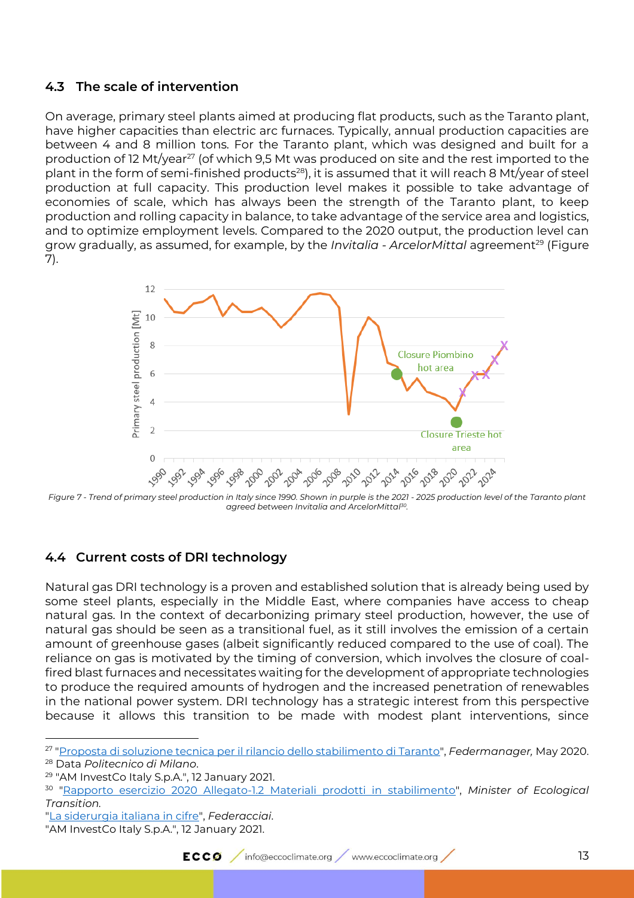## 4.3 The scale of intervention

On average, primary steel plants aimed at producing flat products, such as the Taranto plant, have higher capacities than electric arc furnaces. Typically, annual production capacities are between 4 and 8 million tons. For the Taranto plant, which was designed and built for a production of 12 Mt/year[27] (of which 9,5 Mt was produced on site and the rest imported to the plant in the form of semi-finished products[28]), it is assumed that it will reach 8 Mt/year of steel production at full capacity. This production level makes it possible to take advantage of economies of scale, which has always been the strength of the Taranto plant, to keep production and rolling capacity in balance, to take advantage of the service area and logistics, and to optimize employment levels. Compared to the 2020 output, the production level can grow gradually, as assumed, for example, by the *Invitalia - ArcelorMittal* agreement[29] (Figure 7).

*Figure 7 - Trend of primary steel production in Italy since 1990. Shown in purple is the 2021 - 2025 production level of the Taranto plant agreed between Invitalia and ArcelorMittal[30].*

## 4.4 Current costs of DRI technology

Natural gas DRI technology is a proven and established solution that is already being used by some steel plants, especially in the Middle East, where companies have access to cheap natural gas. In the context of decarbonizing primary steel production, however, the use of natural gas should be seen as a transitional fuel, as it still involves the emission of a certain amount of greenhouse gases (albeit significantly reduced compared to the use of coal). The reliance on gas is motivated by the timing of conversion, which involves the closure of coal-fired blast furnaces and necessitates waiting for the development of appropriate technologies to produce the required amounts of hydrogen and the increased penetration of renewables in the national power system. DRI technology has a strategic interest from this perspective because it allows this transition to be made with modest plant interventions, since

---

[27] "Proposta di soluzione tecnica per il rilancio dello stabilimento di Taranto", *Federmanager,* May 2020.

[28] Data *Politecnico di Milano*.

[29] "AM InvestCo Italy S.p.A.", 12 January 2021.

[30] "Rapporto esercizio 2020 Allegato-1.2 Materiali prodotti in stabilimento", *Minister of Ecological Transition.*

"La siderurgia italiana in cifre", *Federacciai.*

"AM InvestCo Italy S.p.A.", 12 January 2021.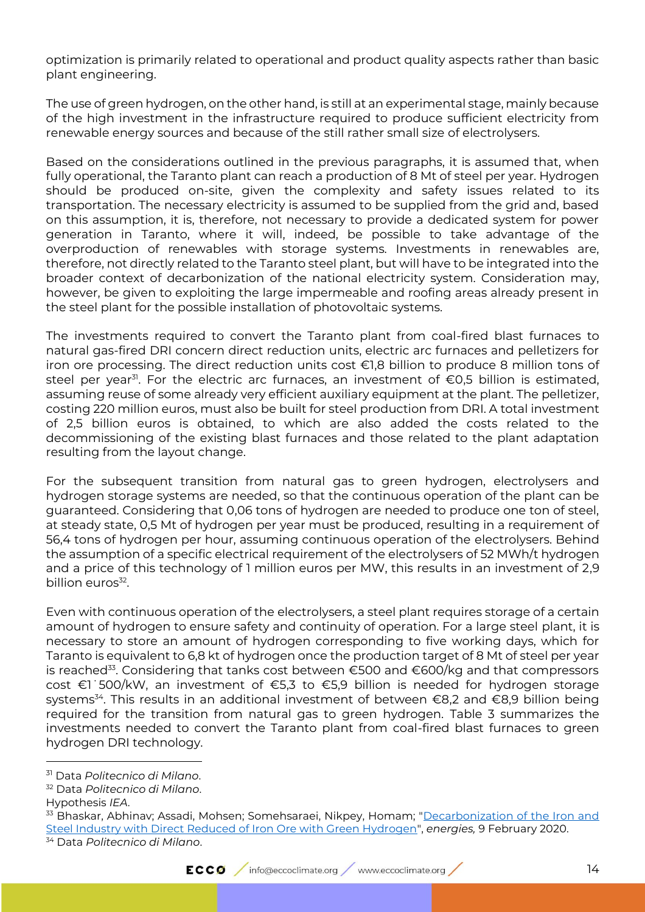optimization is primarily related to operational and product quality aspects rather than basic plant engineering.

The use of green hydrogen, on the other hand, is still at an experimental stage, mainly because of the high investment in the infrastructure required to produce sufficient electricity from renewable energy sources and because of the still rather small size of electrolysers.

Based on the considerations outlined in the previous paragraphs, it is assumed that, when fully operational, the Taranto plant can reach a production of 8 Mt of steel per year. Hydrogen should be produced on-site, given the complexity and safety issues related to its transportation. The necessary electricity is assumed to be supplied from the grid and, based on this assumption, it is, therefore, not necessary to provide a dedicated system for power generation in Taranto, where it will, indeed, be possible to take advantage of the overproduction of renewables with storage systems. Investments in renewables are, therefore, not directly related to the Taranto steel plant, but will have to be integrated into the broader context of decarbonization of the national electricity system. Consideration may, however, be given to exploiting the large impermeable and roofing areas already present in the steel plant for the possible installation of photovoltaic systems.

The investments required to convert the Taranto plant from coal-fired blast furnaces to natural gas-fired DRI concern direct reduction units, electric arc furnaces and pelletizers for iron ore processing. The direct reduction units cost €1,8 billion to produce 8 million tons of steel per year[31]. For the electric arc furnaces, an investment of €0,5 billion is estimated, assuming reuse of some already very efficient auxiliary equipment at the plant. The pelletizer, costing 220 million euros, must also be built for steel production from DRI. A total investment of 2,5 billion euros is obtained, to which are also added the costs related to the decommissioning of the existing blast furnaces and those related to the plant adaptation resulting from the layout change.

For the subsequent transition from natural gas to green hydrogen, electrolysers and hydrogen storage systems are needed, so that the continuous operation of the plant can be guaranteed. Considering that 0,06 tons of hydrogen are needed to produce one ton of steel, at steady state, 0,5 Mt of hydrogen per year must be produced, resulting in a requirement of 56,4 tons of hydrogen per hour, assuming continuous operation of the electrolysers. Behind the assumption of a specific electrical requirement of the electrolysers of 52 MWh/t hydrogen and a price of this technology of 1 million euros per MW, this results in an investment of 2,9 billion euros[32].

Even with continuous operation of the electrolysers, a steel plant requires storage of a certain amount of hydrogen to ensure safety and continuity of operation. For a large steel plant, it is necessary to store an amount of hydrogen corresponding to five working days, which for Taranto is equivalent to 6,8 kt of hydrogen once the production target of 8 Mt of steel per year is reached[33]. Considering that tanks cost between €500 and €600/kg and that compressors cost €1˙500/kW, an investment of €5,3 to €5,9 billion is needed for hydrogen storage systems[34]. This results in an additional investment of between €8,2 and €8,9 billion being required for the transition from natural gas to green hydrogen. Table 3 summarizes the investments needed to convert the Taranto plant from coal-fired blast furnaces to green hydrogen DRI technology.

---

[31] Data *Politecnico di Milano*.

[32] Data *Politecnico di Milano*.

Hypothesis *IEA*.

[33] Bhaskar, Abhinav; Assadi, Mohsen; Somehsaraei, Nikpey, Homam; "[Decarbonization of the Iron and Steel Industry with Direct Reduced of Iron Ore with Green Hydrogen]", *energies,* 9 February 2020.

[34] Data *Politecnico di Milano*.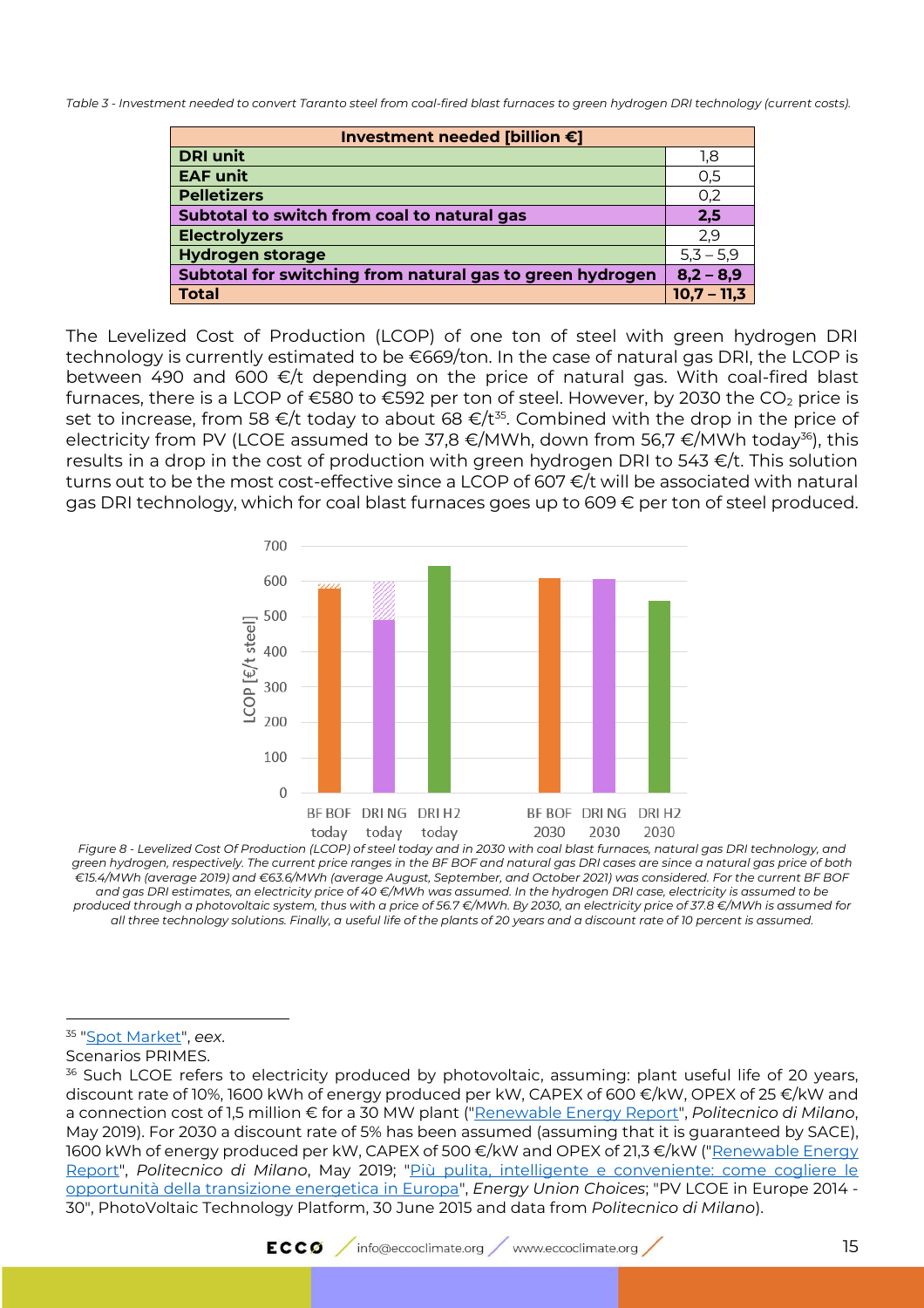*Table 3 - Investment needed to convert Taranto steel from coal-fired blast furnaces to green hydrogen DRI technology (current costs).*

| **Investment needed [billion €]** | |
|---|---|
| **DRI unit** | 1,8 |
| **EAF unit** | 0,5 |
| **Pelletizers** | 0,2 |
| **Subtotal to switch from coal to natural gas** | **2,5** |
| **Electrolyzers** | 2,9 |
| **Hydrogen storage** | 5,3 – 5,9 |
| **Subtotal for switching from natural gas to green hydrogen** | **8,2 – 8,9** |
| **Total** | **10,7 – 11,3** |

The Levelized Cost of Production (LCOP) of one ton of steel with green hydrogen DRI technology is currently estimated to be €669/ton. In the case of natural gas DRI, the LCOP is between 490 and 600 €/t depending on the price of natural gas. With coal-fired blast furnaces, there is a LCOP of €580 to €592 per ton of steel. However, by 2030 the $CO_2$ price is set to increase, from 58 €/t today to about 68 €/t[35]. Combined with the drop in the price of electricity from PV (LCOE assumed to be 37,8 €/MWh, down from 56,7 €/MWh today[36]), this results in a drop in the cost of production with green hydrogen DRI to 543 €/t. This solution turns out to be the most cost-effective since a LCOP of 607 €/t will be associated with natural gas DRI technology, which for coal blast furnaces goes up to 609 € per ton of steel produced.

*Figure 8 - Levelized Cost Of Production (LCOP) of steel today and in 2030 with coal blast furnaces, natural gas DRI technology, and green hydrogen, respectively. The current price ranges in the BF BOF and natural gas DRI cases are since a natural gas price of both €15.4/MWh (average 2019) and €63.6/MWh (average August, September, and October 2021) was considered. For the current BF BOF and gas DRI estimates, an electricity price of 40 €/MWh was assumed. In the hydrogen DRI case, electricity is assumed to be produced through a photovoltaic system, thus with a price of 56.7 €/MWh. By 2030, an electricity price of 37.8 €/MWh is assumed for all three technology solutions. Finally, a useful life of the plants of 20 years and a discount rate of 10 percent is assumed.*

---

[35] "Spot Market", *eex*.
Scenarios PRIMES.

[36] Such LCOE refers to electricity produced by photovoltaic, assuming: plant useful life of 20 years, discount rate of 10%, 1600 kWh of energy produced per kW, CAPEX of 600 €/kW, OPEX of 25 €/kW and a connection cost of 1,5 million € for a 30 MW plant ("Renewable Energy Report", *Politecnico di Milano*, May 2019). For 2030 a discount rate of 5% has been assumed (assuming that it is guaranteed by SACE), 1600 kWh of energy produced per kW, CAPEX of 500 €/kW and OPEX of 21,3 €/kW ("Renewable Energy Report", *Politecnico di Milano*, May 2019; "Più pulita, intelligente e conveniente: come cogliere le opportunità della transizione energetica in Europa", *Energy Union Choices*; "PV LCOE in Europe 2014 - 30", PhotoVoltaic Technology Platform, 30 June 2015 and data from *Politecnico di Milano*).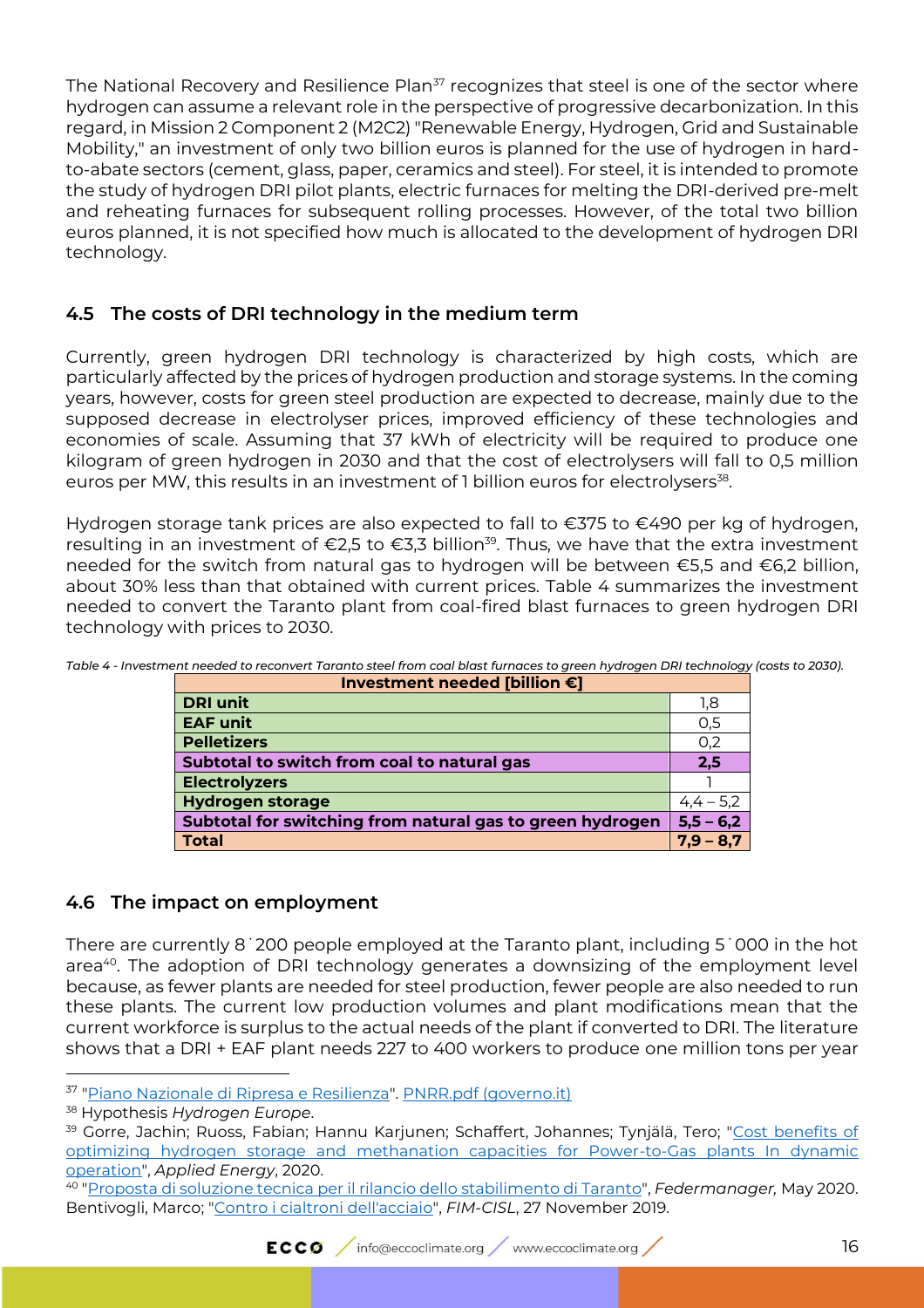The National Recovery and Resilience Plan[37] recognizes that steel is one of the sector where hydrogen can assume a relevant role in the perspective of progressive decarbonization. In this regard, in Mission 2 Component 2 (M2C2) "Renewable Energy, Hydrogen, Grid and Sustainable Mobility," an investment of only two billion euros is planned for the use of hydrogen in hard-to-abate sectors (cement, glass, paper, ceramics and steel). For steel, it is intended to promote the study of hydrogen DRI pilot plants, electric furnaces for melting the DRI-derived pre-melt and reheating furnaces for subsequent rolling processes. However, of the total two billion euros planned, it is not specified how much is allocated to the development of hydrogen DRI technology.

## 4.5 The costs of DRI technology in the medium term

Currently, green hydrogen DRI technology is characterized by high costs, which are particularly affected by the prices of hydrogen production and storage systems. In the coming years, however, costs for green steel production are expected to decrease, mainly due to the supposed decrease in electrolyser prices, improved efficiency of these technologies and economies of scale. Assuming that 37 kWh of electricity will be required to produce one kilogram of green hydrogen in 2030 and that the cost of electrolysers will fall to 0,5 million euros per MW, this results in an investment of 1 billion euros for electrolysers[38].

Hydrogen storage tank prices are also expected to fall to €375 to €490 per kg of hydrogen, resulting in an investment of €2,5 to €3,3 billion[39]. Thus, we have that the extra investment needed for the switch from natural gas to hydrogen will be between €5,5 and €6,2 billion, about 30% less than that obtained with current prices. Table 4 summarizes the investment needed to convert the Taranto plant from coal-fired blast furnaces to green hydrogen DRI technology with prices to 2030.

*Table 4 - Investment needed to reconvert Taranto steel from coal blast furnaces to green hydrogen DRI technology (costs to 2030).*

| Investment needed [billion €] | |
|---|---|
| **DRI unit** | 1,8 |
| **EAF unit** | 0,5 |
| **Pelletizers** | 0,2 |
| **Subtotal to switch from coal to natural gas** | **2,5** |
| **Electrolyzers** | 1 |
| **Hydrogen storage** | 4,4 – 5,2 |
| **Subtotal for switching from natural gas to green hydrogen** | **5,5 – 6,2** |
| **Total** | **7,9 – 8,7** |

## 4.6 The impact on employment

There are currently 8˙200 people employed at the Taranto plant, including 5˙000 in the hot area[40]. The adoption of DRI technology generates a downsizing of the employment level because, as fewer plants are needed for steel production, fewer people are also needed to run these plants. The current low production volumes and plant modifications mean that the current workforce is surplus to the actual needs of the plant if converted to DRI. The literature shows that a DRI + EAF plant needs 227 to 400 workers to produce one million tons per year

---

[37] "Piano Nazionale di Ripresa e Resilienza". PNRR.pdf (governo.it)

[38] Hypothesis *Hydrogen Europe*.

[39] Gorre, Jachin; Ruoss, Fabian; Hannu Karjunen; Schaffert, Johannes; Tynjälä, Tero; "Cost benefits of optimizing hydrogen storage and methanation capacities for Power-to-Gas plants In dynamic operation", *Applied Energy*, 2020.

[40] "Proposta di soluzione tecnica per il rilancio dello stabilimento di Taranto", *Federmanager,* May 2020. Bentivogli, Marco; "Contro i cialtroni dell'acciaio", *FIM-CISL*, 27 November 2019.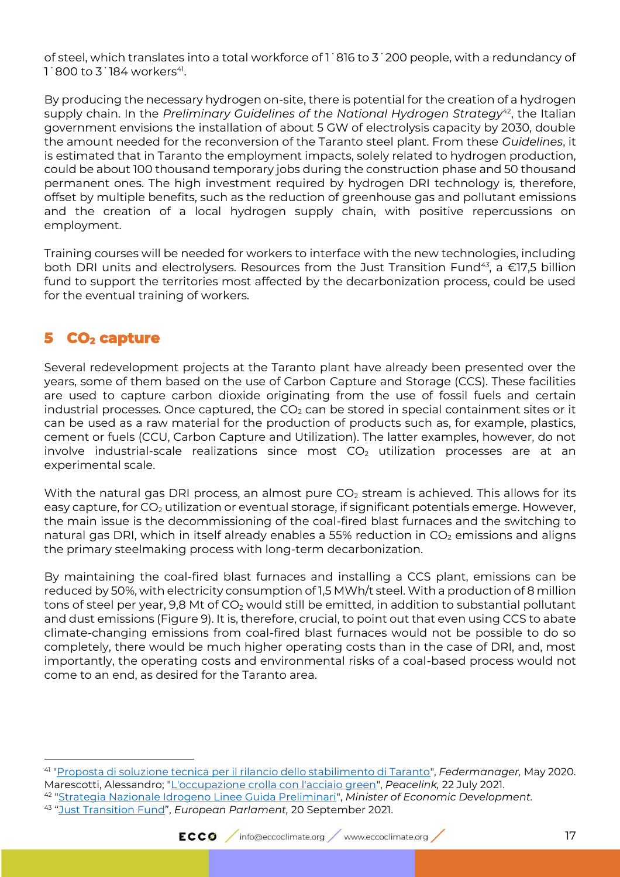of steel, which translates into a total workforce of 1˙816 to 3˙200 people, with a redundancy of 1˙800 to 3˙184 workers[41].

By producing the necessary hydrogen on-site, there is potential for the creation of a hydrogen supply chain. In the *Preliminary Guidelines of the National Hydrogen Strategy*[42], the Italian government envisions the installation of about 5 GW of electrolysis capacity by 2030, double the amount needed for the reconversion of the Taranto steel plant. From these *Guidelines*, it is estimated that in Taranto the employment impacts, solely related to hydrogen production, could be about 100 thousand temporary jobs during the construction phase and 50 thousand permanent ones. The high investment required by hydrogen DRI technology is, therefore, offset by multiple benefits, such as the reduction of greenhouse gas and pollutant emissions and the creation of a local hydrogen supply chain, with positive repercussions on employment.

Training courses will be needed for workers to interface with the new technologies, including both DRI units and electrolysers. Resources from the Just Transition Fund[43], a €17,5 billion fund to support the territories most affected by the decarbonization process, could be used for the eventual training of workers.

## 5 $CO_2$ capture

Several redevelopment projects at the Taranto plant have already been presented over the years, some of them based on the use of Carbon Capture and Storage (CCS). These facilities are used to capture carbon dioxide originating from the use of fossil fuels and certain industrial processes. Once captured, the $CO_2$ can be stored in special containment sites or it can be used as a raw material for the production of products such as, for example, plastics, cement or fuels (CCU, Carbon Capture and Utilization). The latter examples, however, do not involve industrial-scale realizations since most $CO_2$ utilization processes are at an experimental scale.

With the natural gas DRI process, an almost pure $CO_2$ stream is achieved. This allows for its easy capture, for $CO_2$ utilization or eventual storage, if significant potentials emerge. However, the main issue is the decommissioning of the coal-fired blast furnaces and the switching to natural gas DRI, which in itself already enables a 55% reduction in $CO_2$ emissions and aligns the primary steelmaking process with long-term decarbonization.

By maintaining the coal-fired blast furnaces and installing a CCS plant, emissions can be reduced by 50%, with electricity consumption of 1,5 MWh/t steel. With a production of 8 million tons of steel per year, 9,8 Mt of $CO_2$ would still be emitted, in addition to substantial pollutant and dust emissions (Figure 9). It is, therefore, crucial, to point out that even using CCS to abate climate-changing emissions from coal-fired blast furnaces would not be possible to do so completely, there would be much higher operating costs than in the case of DRI, and, most importantly, the operating costs and environmental risks of a coal-based process would not come to an end, as desired for the Taranto area.

---

[41] "Proposta di soluzione tecnica per il rilancio dello stabilimento di Taranto", *Federmanager,* May 2020. Marescotti, Alessandro; "L'occupazione crolla con l'acciaio green", *Peacelink,* 22 July 2021.

[42] "Strategia Nazionale Idrogeno Linee Guida Preliminari", *Minister of Economic Development.*

[43] "Just Transition Fund", *European Parlament,* 20 September 2021.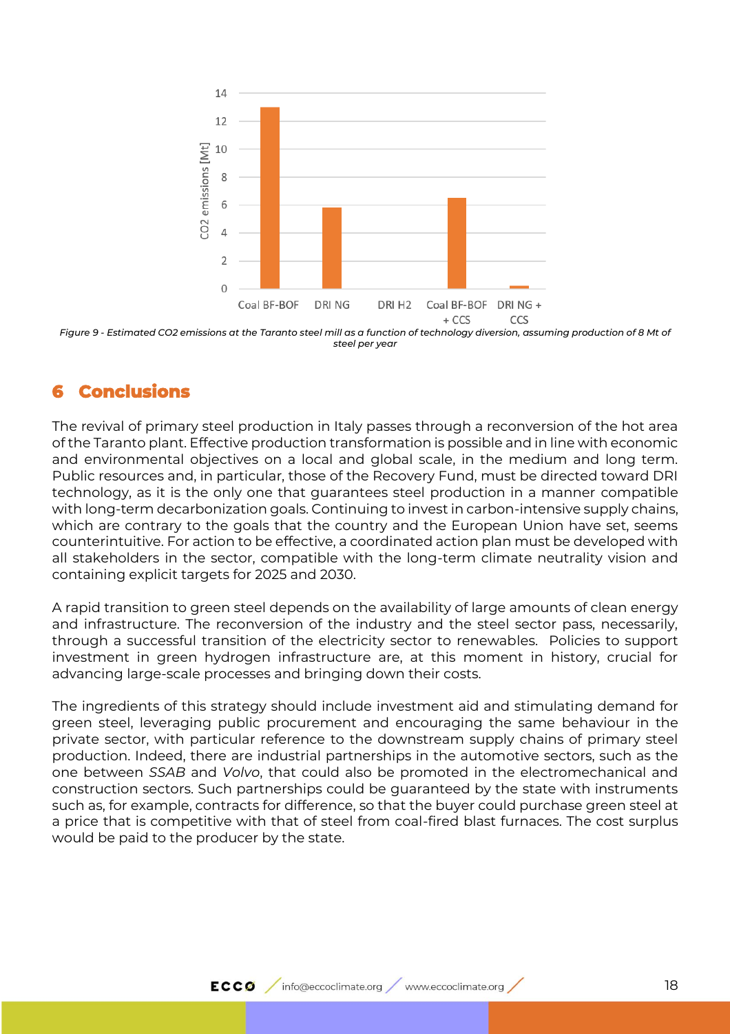14
12
10
8
6
4
2
0

CO2 emissions [Mt]

Coal BF-BOF
DRI NG
DRI H2
Coal BF-BOF + CCS
DRI NG + CCS

*Figure 9 - Estimated CO2 emissions at the Taranto steel mill as a function of technology diversion, assuming production of 8 Mt of steel per year*

# 6 Conclusions

The revival of primary steel production in Italy passes through a reconversion of the hot area of the Taranto plant. Effective production transformation is possible and in line with economic and environmental objectives on a local and global scale, in the medium and long term. Public resources and, in particular, those of the Recovery Fund, must be directed toward DRI technology, as it is the only one that guarantees steel production in a manner compatible with long-term decarbonization goals. Continuing to invest in carbon-intensive supply chains, which are contrary to the goals that the country and the European Union have set, seems counterintuitive. For action to be effective, a coordinated action plan must be developed with all stakeholders in the sector, compatible with the long-term climate neutrality vision and containing explicit targets for 2025 and 2030.

A rapid transition to green steel depends on the availability of large amounts of clean energy and infrastructure. The reconversion of the industry and the steel sector pass, necessarily, through a successful transition of the electricity sector to renewables. Policies to support investment in green hydrogen infrastructure are, at this moment in history, crucial for advancing large-scale processes and bringing down their costs.

The ingredients of this strategy should include investment aid and stimulating demand for green steel, leveraging public procurement and encouraging the same behaviour in the private sector, with particular reference to the downstream supply chains of primary steel production. Indeed, there are industrial partnerships in the automotive sectors, such as the one between *SSAB* and *Volvo*, that could also be promoted in the electromechanical and construction sectors. Such partnerships could be guaranteed by the state with instruments such as, for example, contracts for difference, so that the buyer could purchase green steel at a price that is competitive with that of steel from coal-fired blast furnaces. The cost surplus would be paid to the producer by the state.